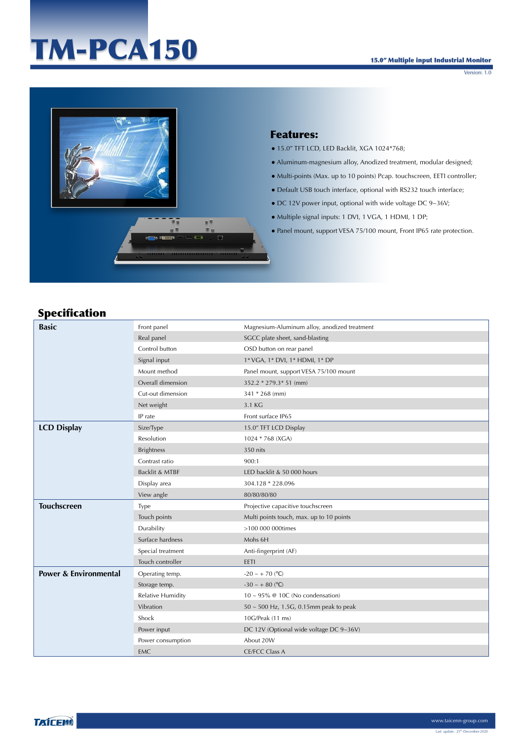# TM-PCA150

**15.0" Multiple input Industrial Monitor**

Version: 1.0

## Features:

- 15.0" TFT LCD, LED Backlit, XGA 1024*768;
- Aluminum-magnesium alloy, Anodized treatment, modular designed;
- Multi-points (Max. up to 10 points) Pcap. touchscreen, EETI controller;
- Default USB touch interface, optional with RS232 touch interface;
- DC 12V power input, optional with wide voltage DC 9~36V;
- Multiple signal inputs: 1 DVI, 1 VGA, 1 HDMI, 1 DP;
- Panel mount, support VESA 75/100 mount, Front IP65 rate protection.

## Specification

| | | |
|---|---|---|
| **Basic** | Front panel | Magnesium-Aluminum alloy, anodized treatment |
| | Real panel | SGCC plate sheet, sand-blasting |
| | Control button | OSD button on rear panel |
| | Signal input | 1* VGA, 1* DVI, 1* HDMI, 1* DP |
| | Mount method | Panel mount, support VESA 75/100 mount |
| | Overall dimension | 352.2 * 279.3* 51 (mm) |
| | Cut-out dimension | 341 * 268 (mm) |
| | Net weight | 3.1 KG |
| | IP rate | Front surface IP65 |
| **LCD Display** | Size/Type | 15.0" TFT LCD Display |
| | Resolution | 1024 * 768 (XGA) |
| | Brightness | 350 nits |
| | Contrast ratio | 900:1 |
| | Backlit & MTBF | LED backlit & 50 000 hours |
| | Display area | 304.128 * 228.096 |
| | View angle | 80/80/80/80 |
| **Touchscreen** | Type | Projective capacitive touchscreen |
| | Touch points | Multi points touch, max. up to 10 points |
| | Durability | >100 000 000times |
| | Surface hardness | Mohs 6H |
| | Special treatment | Anti-fingerprint (AF) |
| | Touch controller | EETI |
| **Power & Environmental** | Operating temp. | -20 ~ + 70 (℃) |
| | Storage temp. | -30 ~ + 80 (℃) |
| | Relative Humidity | 10 ~ 95% @ 10C (No condensation) |
| | Vibration | 50 ~ 500 Hz, 1.5G, 0.15mm peak to peak |
| | Shock | 10G/Peak (11 ms) |
| | Power input | DC 12V (Optional wide voltage DC 9~36V) |
| | Power consumption | About 20W |
| | EMC | CE/FCC Class A |

TAICENN www.taicenn-group.com

Last update: 25th-December-2020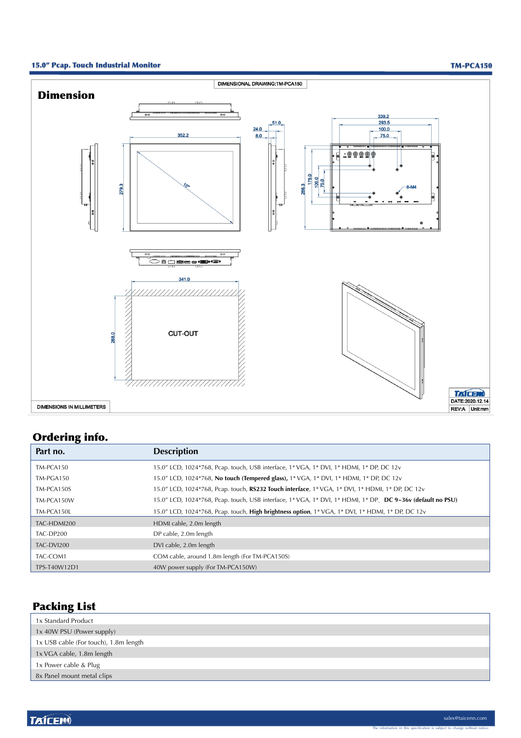## Dimension

DIMENSIONAL DRAWING:TM-PCA150

352.2
279.3
15"
24.0
8.0
51.0
339.2
293.5
100.0
75.0
266.3
175.0
100.0
75.0
8-M4
341.0
268.0
CUT-OUT

DIMENSIONS IN MILLIMETERS

DATE:2020.12.14
REV:A
Unit:mm

## Ordering info.

| Part no. | Description |
|---|---|
| TM-PCA150 | 15.0" LCD, 1024*768, Pcap. touch, USB interface, 1* VGA, 1* DVI, 1* HDMI, 1* DP, DC 12v |
| TM-PGA150 | 15.0" LCD, 1024*768, **No touch (Tempered glass),** 1* VGA, 1* DVI, 1* HDMI, 1* DP, DC 12v |
| TM-PCA150S | 15.0" LCD, 1024*768, Pcap. touch, **RS232 Touch interface**, 1* VGA, 1* DVI, 1* HDMI, 1* DP, DC 12v |
| TM-PCA150W | 15.0" LCD, 1024*768, Pcap. touch, USB interface, 1* VGA, 1* DVI, 1* HDMI, 1* DP, **DC 9~36v (default no PSU)** |
| TM-PCA150L | 15.0" LCD, 1024*768, Pcap. touch, **High brightness option**, 1* VGA, 1* DVI, 1* HDMI, 1* DP, DC 12v |
| TAC-HDMI200 | HDMI cable, 2.0m length |
| TAC-DP200 | DP cable, 2.0m length |
| TAC-DVI200 | DVI cable, 2.0m length |
| TAC-COM1 | COM cable, around 1.8m length (For TM-PCA150S) |
| TPS-T40W12D1 | 40W power supply (For TM-PCA150W) |

## Packing List

- 1x Standard Product
- 1x 40W PSU (Power supply)
- 1x USB cable (For touch), 1.8m length
- 1x VGA cable, 1.8m length
- 1x Power cable & Plug
- 8x Panel mount metal clips

sales@taicenn.com

The information in this specification is subject to change without notice.